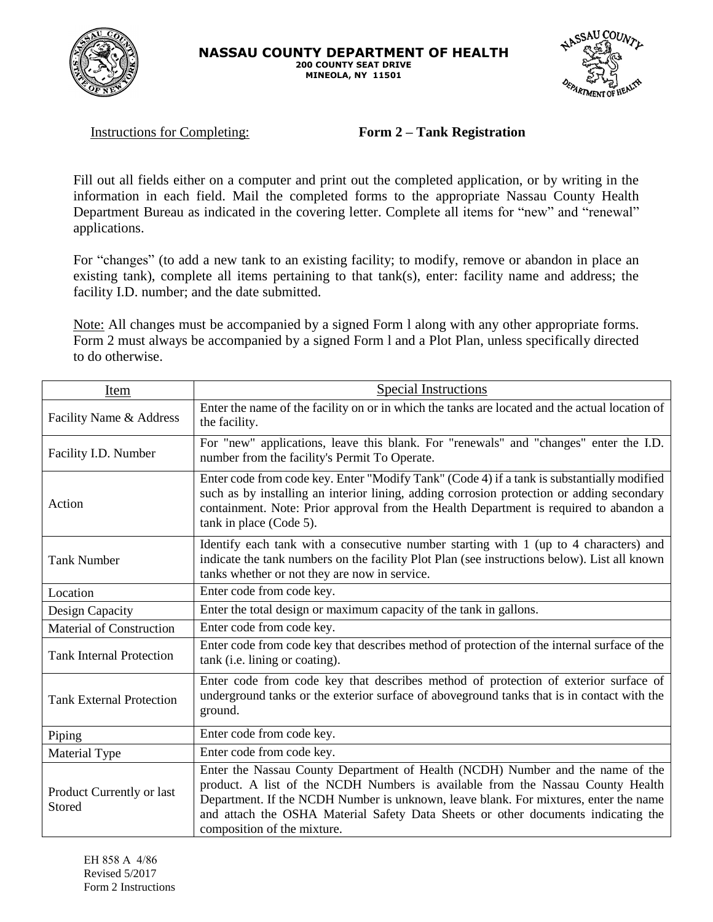# NASSAU COUNTY DEPARTMENT OF HEALTH

**200 COUNTY SEAT DRIVE**
**MINEOLA, NY 11501**

Instructions for Completing: **Form 2 – Tank Registration**

Fill out all fields either on a computer and print out the completed application, or by writing in the information in each field. Mail the completed forms to the appropriate Nassau County Health Department Bureau as indicated in the covering letter. Complete all items for "new" and "renewal" applications.

For "changes" (to add a new tank to an existing facility; to modify, remove or abandon in place an existing tank), complete all items pertaining to that tank(s), enter: facility name and address; the facility I.D. number; and the date submitted.

Note: All changes must be accompanied by a signed Form l along with any other appropriate forms. Form 2 must always be accompanied by a signed Form l and a Plot Plan, unless specifically directed to do otherwise.

| Item | Special Instructions |
|---|---|
| Facility Name & Address | Enter the name of the facility on or in which the tanks are located and the actual location of the facility. |
| Facility I.D. Number | For "new" applications, leave this blank. For "renewals" and "changes" enter the I.D. number from the facility's Permit To Operate. |
| Action | Enter code from code key. Enter "Modify Tank" (Code 4) if a tank is substantially modified such as by installing an interior lining, adding corrosion protection or adding secondary containment. Note: Prior approval from the Health Department is required to abandon a tank in place (Code 5). |
| Tank Number | Identify each tank with a consecutive number starting with 1 (up to 4 characters) and indicate the tank numbers on the facility Plot Plan (see instructions below). List all known tanks whether or not they are now in service. |
| Location | Enter code from code key. |
| Design Capacity | Enter the total design or maximum capacity of the tank in gallons. |
| Material of Construction | Enter code from code key. |
| Tank Internal Protection | Enter code from code key that describes method of protection of the internal surface of the tank (i.e. lining or coating). |
| Tank External Protection | Enter code from code key that describes method of protection of exterior surface of underground tanks or the exterior surface of aboveground tanks that is in contact with the ground. |
| Piping | Enter code from code key. |
| Material Type | Enter code from code key. |
| Product Currently or last Stored | Enter the Nassau County Department of Health (NCDH) Number and the name of the product. A list of the NCDH Numbers is available from the Nassau County Health Department. If the NCDH Number is unknown, leave blank. For mixtures, enter the name and attach the OSHA Material Safety Data Sheets or other documents indicating the composition of the mixture. |

EH 858 A 4/86
Revised 5/2017
Form 2 Instructions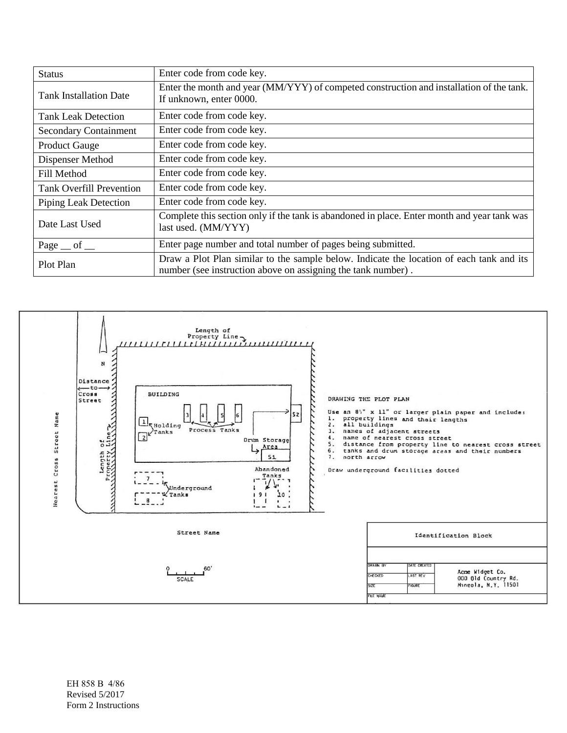| Status | Enter code from code key. |
|---|---|
| Tank Installation Date | Enter the month and year (MM/YYY) of competed construction and installation of the tank. If unknown, enter 0000. |
| Tank Leak Detection | Enter code from code key. |
| Secondary Containment | Enter code from code key. |
| Product Gauge | Enter code from code key. |
| Dispenser Method | Enter code from code key. |
| Fill Method | Enter code from code key. |
| Tank Overfill Prevention | Enter code from code key. |
| Piping Leak Detection | Enter code from code key. |
| Date Last Used | Complete this section only if the tank is abandoned in place. Enter month and year tank was last used. (MM/YYY) |
| Page __ of __ | Enter page number and total number of pages being submitted. |
| Plot Plan | Draw a Plot Plan similar to the sample below. Indicate the location of each tank and its number (see instruction above on assigning the tank number) . |

Length of Property Line

N

Distance to Cross Street

Nearest Cross Street Name

Length of Property Line

BUILDING

1 2 Holding Tanks

3 4 5 6 Process Tanks

S2

Drum Storage Area

S1

7 8 Underground Tanks

Abandoned Tanks

9 10

Street Name

0 60'
SCALE

DRAWING THE PLOT PLAN

Use an 8½" x 11" or larger plain paper and include:

1. property lines and their lengths
2. all buildings
3. names of adjacent streets
4. name of nearest cross street
5. distance from property line to nearest cross street
6. tanks and drum storage areas and their numbers
7. north arrow

Draw underground facilities dotted

Identification Block

| DRAWN BY | DATE CREATED | Acme Widget Co. 000 Old Country Rd. Mineola, N.Y. 11501 |
|---|---|---|
| CHECKED | LAST REV | |
| SIZE | FIGURE | |
| FILE NAME | | |

EH 858 B 4/86
Revised 5/2017
Form 2 Instructions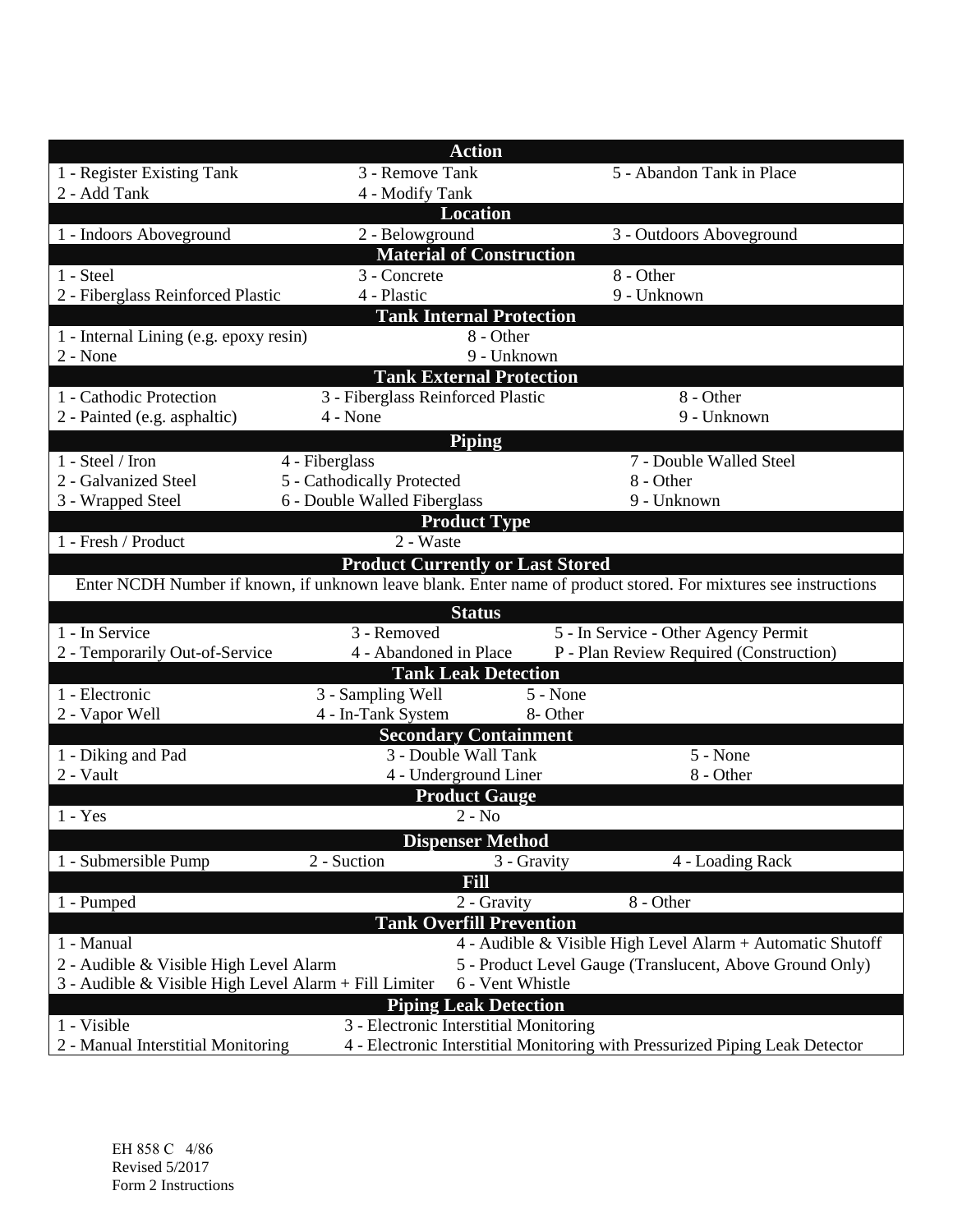| Action | | |
|---|---|---|
| 1 - Register Existing Tank | 3 - Remove Tank | 5 - Abandon Tank in Place |
| 2 - Add Tank | 4 - Modify Tank | |

| Location | | |
|---|---|---|
| 1 - Indoors Aboveground | 2 - Belowground | 3 - Outdoors Aboveground |

| Material of Construction | | |
|---|---|---|
| 1 - Steel | 3 - Concrete | 8 - Other |
| 2 - Fiberglass Reinforced Plastic | 4 - Plastic | 9 - Unknown |

| Tank Internal Protection | |
|---|---|
| 1 - Internal Lining (e.g. epoxy resin) | 8 - Other |
| 2 - None | 9 - Unknown |

| Tank External Protection | | |
|---|---|---|
| 1 - Cathodic Protection | 3 - Fiberglass Reinforced Plastic | 8 - Other |
| 2 - Painted (e.g. asphaltic) | 4 - None | 9 - Unknown |

| Piping | | |
|---|---|---|
| 1 - Steel / Iron | 4 - Fiberglass | 7 - Double Walled Steel |
| 2 - Galvanized Steel | 5 - Cathodically Protected | 8 - Other |
| 3 - Wrapped Steel | 6 - Double Walled Fiberglass | 9 - Unknown |

| Product Type | |
|---|---|
| 1 - Fresh / Product | 2 - Waste |

| Product Currently or Last Stored |
|---|
| Enter NCDH Number if known, if unknown leave blank. Enter name of product stored. For mixtures see instructions |

| Status | | |
|---|---|---|
| 1 - In Service | 3 - Removed | 5 - In Service - Other Agency Permit |
| 2 - Temporarily Out-of-Service | 4 - Abandoned in Place | P - Plan Review Required (Construction) |

| Tank Leak Detection | | |
|---|---|---|
| 1 - Electronic | 3 - Sampling Well | 5 - None |
| 2 - Vapor Well | 4 - In-Tank System | 8- Other |

| Secondary Containment | | |
|---|---|---|
| 1 - Diking and Pad | 3 - Double Wall Tank | 5 - None |
| 2 - Vault | 4 - Underground Liner | 8 - Other |

| Product Gauge | |
|---|---|
| 1 - Yes | 2 - No |

| Dispenser Method | | | |
|---|---|---|---|
| 1 - Submersible Pump | 2 - Suction | 3 - Gravity | 4 - Loading Rack |

| Fill | | |
|---|---|---|
| 1 - Pumped | 2 - Gravity | 8 - Other |

| Tank Overfill Prevention | |
|---|---|
| 1 - Manual | 4 - Audible & Visible High Level Alarm + Automatic Shutoff |
| 2 - Audible & Visible High Level Alarm | 5 - Product Level Gauge (Translucent, Above Ground Only) |
| 3 - Audible & Visible High Level Alarm + Fill Limiter | 6 - Vent Whistle |

| Piping Leak Detection | |
|---|---|
| 1 - Visible | 3 - Electronic Interstitial Monitoring |
| 2 - Manual Interstitial Monitoring | 4 - Electronic Interstitial Monitoring with Pressurized Piping Leak Detector |

EH 858 C 4/86
Revised 5/2017
Form 2 Instructions